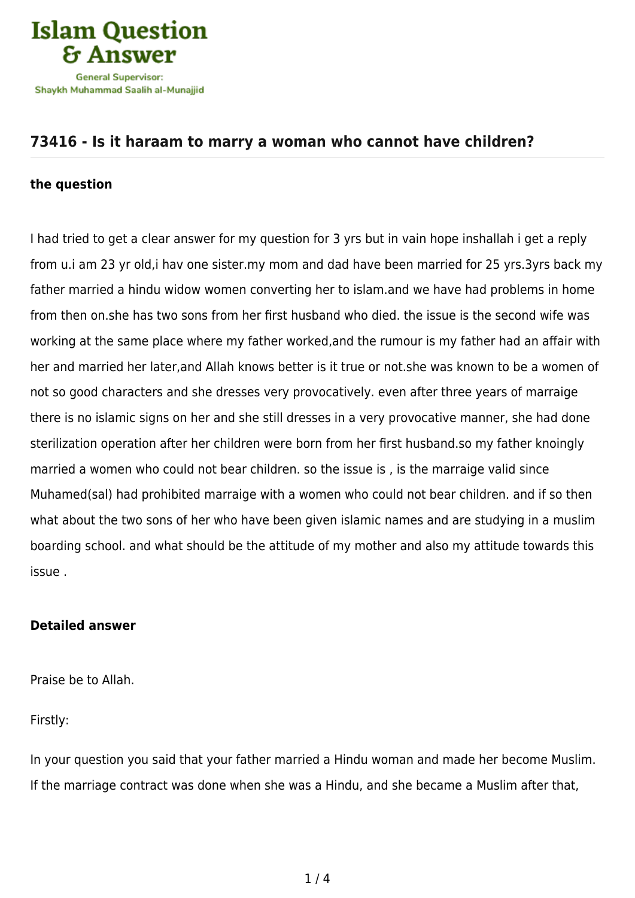# 73416 - Is it haraam to marry a woman who cannot have children?

### the question

I had tried to get a clear answer for my question for 3 yrs but in vain hope inshallah i get a reply from u.i am 23 yr old,i hav one sister.my mom and dad have been married for 25 yrs.3yrs back my father married a hindu widow women converting her to islam.and we have had problems in home from then on.she has two sons from her first husband who died. the issue is the second wife was working at the same place where my father worked,and the rumour is my father had an affair with her and married her later,and Allah knows better is it true or not.she was known to be a women of not so good characters and she dresses very provocatively. even after three years of marraige there is no islamic signs on her and she still dresses in a very provocative manner, she had done sterilization operation after her children were born from her first husband.so my father knoingly married a women who could not bear children. so the issue is , is the marraige valid since Muhamed(sal) had prohibited marraige with a women who could not bear children. and if so then what about the two sons of her who have been given islamic names and are studying in a muslim boarding school. and what should be the attitude of my mother and also my attitude towards this issue .

### Detailed answer

Praise be to Allah.

Firstly:

In your question you said that your father married a Hindu woman and made her become Muslim. If the marriage contract was done when she was a Hindu, and she became a Muslim after that,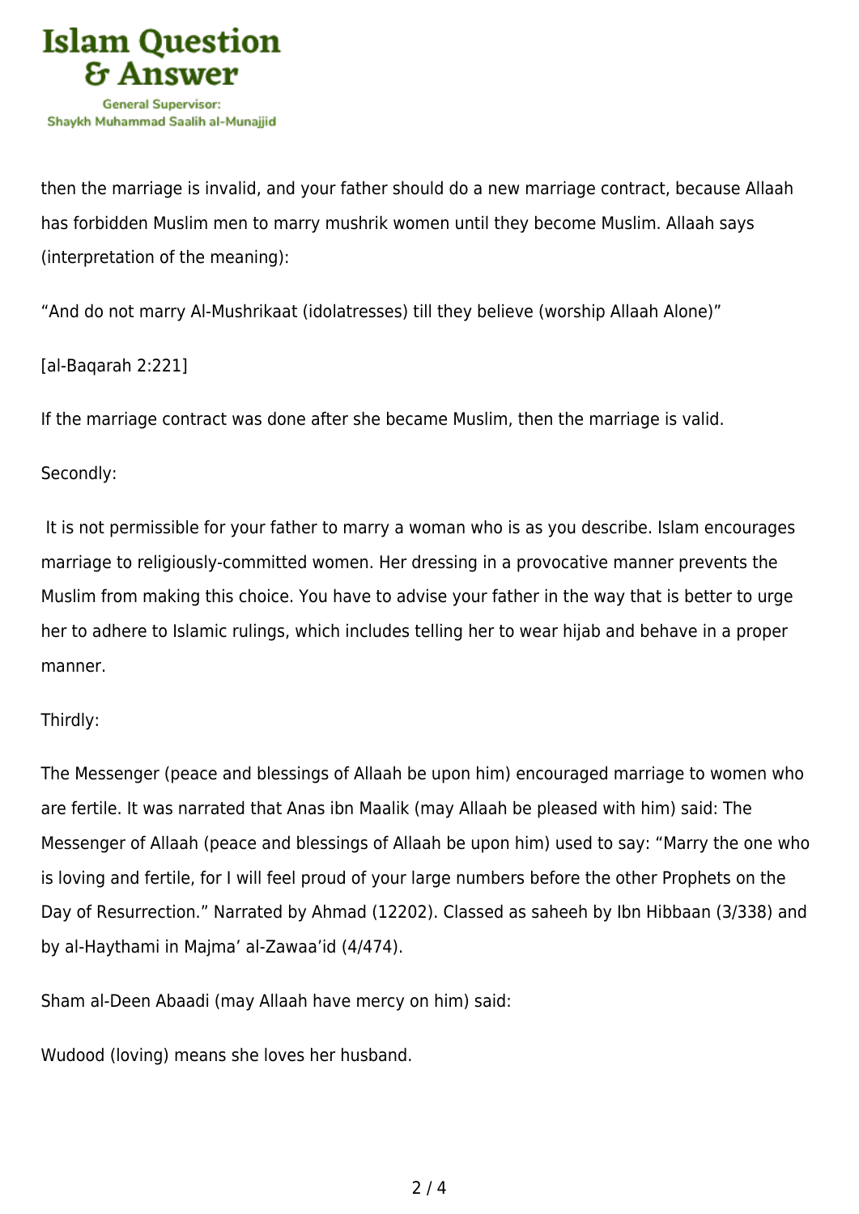then the marriage is invalid, and your father should do a new marriage contract, because Allaah has forbidden Muslim men to marry mushrik women until they become Muslim. Allaah says (interpretation of the meaning):

“And do not marry Al-Mushrikaat (idolatresses) till they believe (worship Allaah Alone)”

[al-Baqarah 2:221]

If the marriage contract was done after she became Muslim, then the marriage is valid.

Secondly:

It is not permissible for your father to marry a woman who is as you describe. Islam encourages marriage to religiously-committed women. Her dressing in a provocative manner prevents the Muslim from making this choice. You have to advise your father in the way that is better to urge her to adhere to Islamic rulings, which includes telling her to wear hijab and behave in a proper manner.

Thirdly:

The Messenger (peace and blessings of Allaah be upon him) encouraged marriage to women who are fertile. It was narrated that Anas ibn Maalik (may Allaah be pleased with him) said: The Messenger of Allaah (peace and blessings of Allaah be upon him) used to say: “Marry the one who is loving and fertile, for I will feel proud of your large numbers before the other Prophets on the Day of Resurrection.” Narrated by Ahmad (12202). Classed as saheeh by Ibn Hibbaan (3/338) and by al-Haythami in Majma’ al-Zawaa’id (4/474).

Sham al-Deen Abaadi (may Allaah have mercy on him) said:

Wudood (loving) means she loves her husband.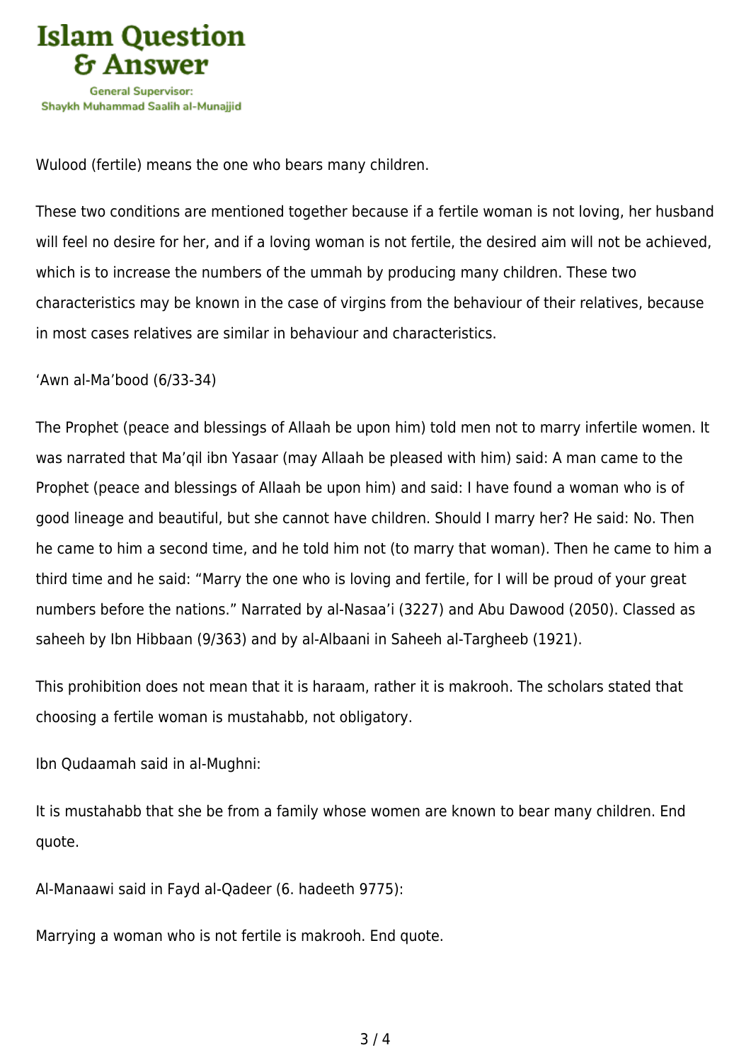Wulood (fertile) means the one who bears many children.

These two conditions are mentioned together because if a fertile woman is not loving, her husband will feel no desire for her, and if a loving woman is not fertile, the desired aim will not be achieved, which is to increase the numbers of the ummah by producing many children. These two characteristics may be known in the case of virgins from the behaviour of their relatives, because in most cases relatives are similar in behaviour and characteristics.

'Awn al-Ma'bood (6/33-34)

The Prophet (peace and blessings of Allaah be upon him) told men not to marry infertile women. It was narrated that Ma'qil ibn Yasaar (may Allaah be pleased with him) said: A man came to the Prophet (peace and blessings of Allaah be upon him) and said: I have found a woman who is of good lineage and beautiful, but she cannot have children. Should I marry her? He said: No. Then he came to him a second time, and he told him not (to marry that woman). Then he came to him a third time and he said: "Marry the one who is loving and fertile, for I will be proud of your great numbers before the nations." Narrated by al-Nasaa'i (3227) and Abu Dawood (2050). Classed as saheeh by Ibn Hibbaan (9/363) and by al-Albaani in Saheeh al-Targheeb (1921).

This prohibition does not mean that it is haraam, rather it is makrooh. The scholars stated that choosing a fertile woman is mustahabb, not obligatory.

Ibn Qudaamah said in al-Mughni:

It is mustahabb that she be from a family whose women are known to bear many children. End quote.

Al-Manaawi said in Fayd al-Qadeer (6. hadeeth 9775):

Marrying a woman who is not fertile is makrooh. End quote.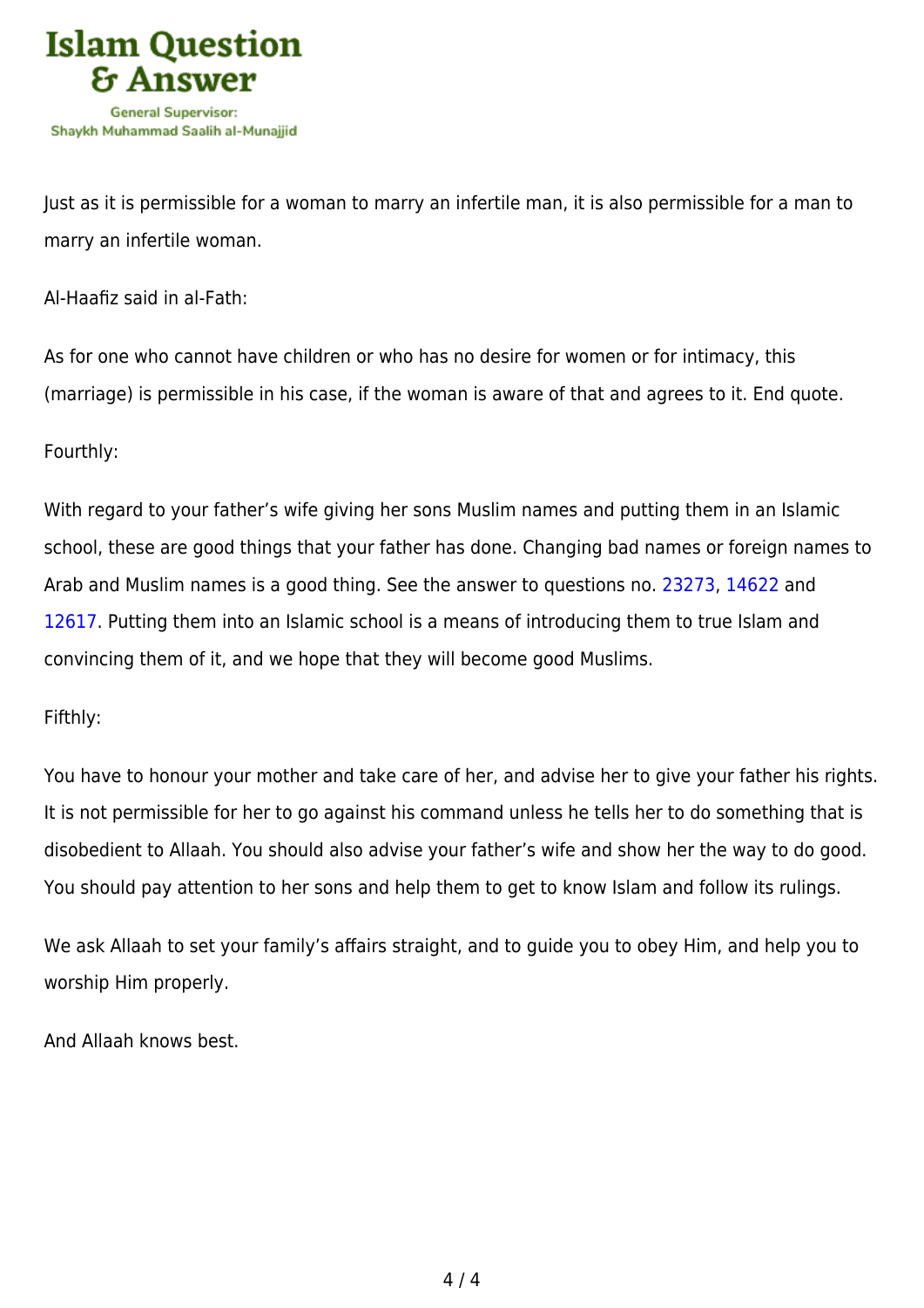Just as it is permissible for a woman to marry an infertile man, it is also permissible for a man to marry an infertile woman.

Al-Haafiz said in al-Fath:

As for one who cannot have children or who has no desire for women or for intimacy, this (marriage) is permissible in his case, if the woman is aware of that and agrees to it. End quote.

Fourthly:

With regard to your father's wife giving her sons Muslim names and putting them in an Islamic school, these are good things that your father has done. Changing bad names or foreign names to Arab and Muslim names is a good thing. See the answer to questions no. 23273, 14622 and 12617. Putting them into an Islamic school is a means of introducing them to true Islam and convincing them of it, and we hope that they will become good Muslims.

Fifthly:

You have to honour your mother and take care of her, and advise her to give your father his rights. It is not permissible for her to go against his command unless he tells her to do something that is disobedient to Allaah. You should also advise your father's wife and show her the way to do good. You should pay attention to her sons and help them to get to know Islam and follow its rulings.

We ask Allaah to set your family's affairs straight, and to guide you to obey Him, and help you to worship Him properly.

And Allaah knows best.